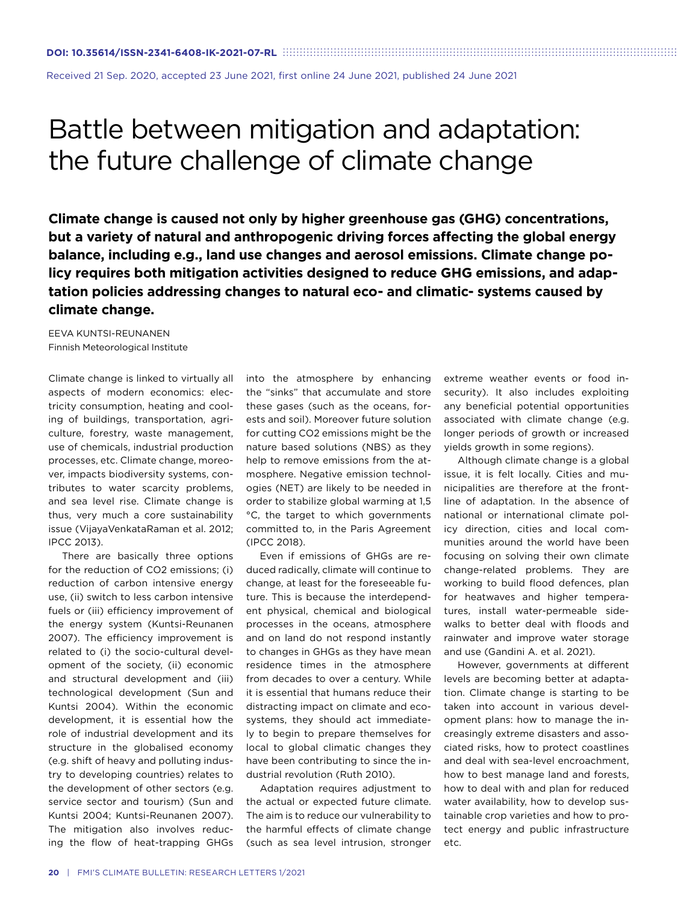DOI: 10.35614/ISSN-2341-6408-IK-2021-07-RL

Received 21 Sep. 2020, accepted 23 June 2021, first online 24 June 2021, published 24 June 2021

# Battle between mitigation and adaptation: the future challenge of climate change

**Climate change is caused not only by higher greenhouse gas (GHG) concentrations, but a variety of natural and anthropogenic driving forces affecting the global energy balance, including e.g., land use changes and aerosol emissions. Climate change policy requires both mitigation activities designed to reduce GHG emissions, and adaptation policies addressing changes to natural eco- and climatic- systems caused by climate change.**

EEVA KUNTSI-REUNANEN
Finnish Meteorological Institute

Climate change is linked to virtually all aspects of modern economics: electricity consumption, heating and cooling of buildings, transportation, agriculture, forestry, waste management, use of chemicals, industrial production processes, etc. Climate change, moreover, impacts biodiversity systems, contributes to water scarcity problems, and sea level rise. Climate change is thus, very much a core sustainability issue (VijayaVenkataRaman et al. 2012; IPCC 2013).

There are basically three options for the reduction of CO2 emissions; (i) reduction of carbon intensive energy use, (ii) switch to less carbon intensive fuels or (iii) efficiency improvement of the energy system (Kuntsi-Reunanen 2007). The efficiency improvement is related to (i) the socio-cultural development of the society, (ii) economic and structural development and (iii) technological development (Sun and Kuntsi 2004). Within the economic development, it is essential how the role of industrial development and its structure in the globalised economy (e.g. shift of heavy and polluting industry to developing countries) relates to the development of other sectors (e.g. service sector and tourism) (Sun and Kuntsi 2004; Kuntsi-Reunanen 2007). The mitigation also involves reducing the flow of heat-trapping GHGs into the atmosphere by enhancing the "sinks" that accumulate and store these gases (such as the oceans, forests and soil). Moreover future solution for cutting CO2 emissions might be the nature based solutions (NBS) as they help to remove emissions from the atmosphere. Negative emission technologies (NET) are likely to be needed in order to stabilize global warming at 1,5 °C, the target to which governments committed to, in the Paris Agreement (IPCC 2018).

Even if emissions of GHGs are reduced radically, climate will continue to change, at least for the foreseeable future. This is because the interdependent physical, chemical and biological processes in the oceans, atmosphere and on land do not respond instantly to changes in GHGs as they have mean residence times in the atmosphere from decades to over a century. While it is essential that humans reduce their distracting impact on climate and ecosystems, they should act immediately to begin to prepare themselves for local to global climatic changes they have been contributing to since the industrial revolution (Ruth 2010).

Adaptation requires adjustment to the actual or expected future climate. The aim is to reduce our vulnerability to the harmful effects of climate change (such as sea level intrusion, stronger extreme weather events or food insecurity). It also includes exploiting any beneficial potential opportunities associated with climate change (e.g. longer periods of growth or increased yields growth in some regions).

Although climate change is a global issue, it is felt locally. Cities and municipalities are therefore at the frontline of adaptation. In the absence of national or international climate policy direction, cities and local communities around the world have been focusing on solving their own climate change-related problems. They are working to build flood defences, plan for heatwaves and higher temperatures, install water-permeable sidewalks to better deal with floods and rainwater and improve water storage and use (Gandini A. et al. 2021).

However, governments at different levels are becoming better at adaptation. Climate change is starting to be taken into account in various development plans: how to manage the increasingly extreme disasters and associated risks, how to protect coastlines and deal with sea-level encroachment, how to best manage land and forests, how to deal with and plan for reduced water availability, how to develop sustainable crop varieties and how to protect energy and public infrastructure etc.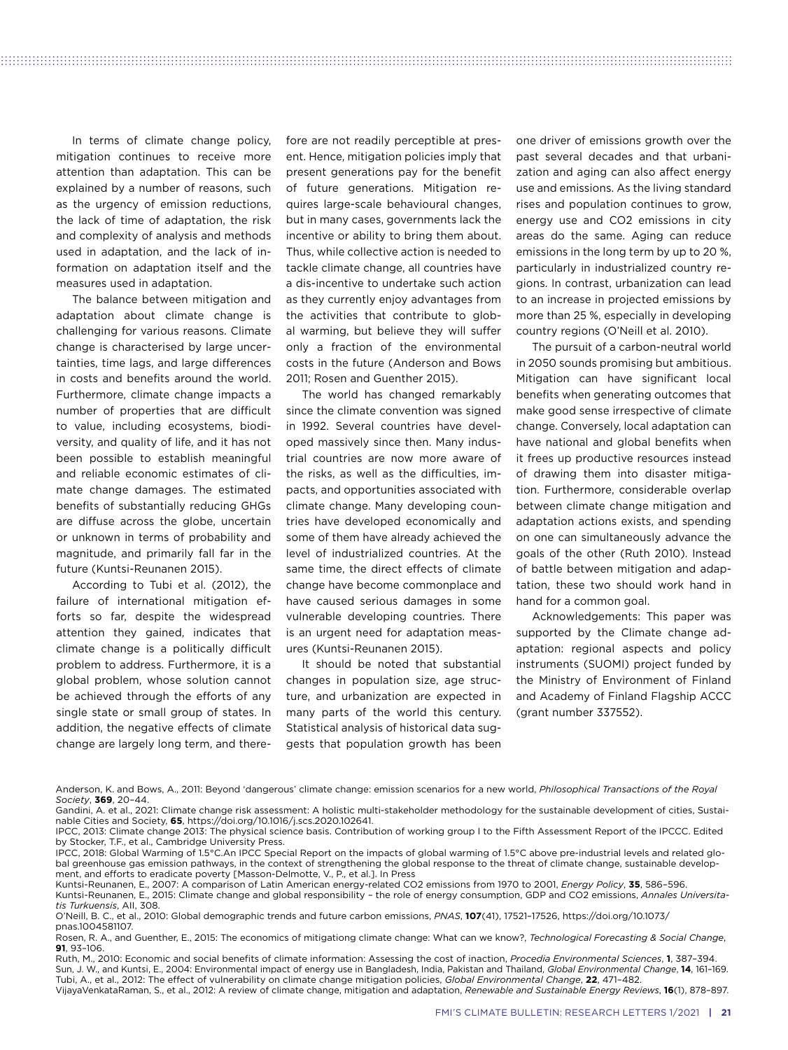In terms of climate change policy, mitigation continues to receive more attention than adaptation. This can be explained by a number of reasons, such as the urgency of emission reductions, the lack of time of adaptation, the risk and complexity of analysis and methods used in adaptation, and the lack of information on adaptation itself and the measures used in adaptation.

The balance between mitigation and adaptation about climate change is challenging for various reasons. Climate change is characterised by large uncertainties, time lags, and large differences in costs and benefits around the world. Furthermore, climate change impacts a number of properties that are difficult to value, including ecosystems, biodiversity, and quality of life, and it has not been possible to establish meaningful and reliable economic estimates of climate change damages. The estimated benefits of substantially reducing GHGs are diffuse across the globe, uncertain or unknown in terms of probability and magnitude, and primarily fall far in the future (Kuntsi-Reunanen 2015).

According to Tubi et al. (2012), the failure of international mitigation efforts so far, despite the widespread attention they gained, indicates that climate change is a politically difficult problem to address. Furthermore, it is a global problem, whose solution cannot be achieved through the efforts of any single state or small group of states. In addition, the negative effects of climate change are largely long term, and therefore are not readily perceptible at present. Hence, mitigation policies imply that present generations pay for the benefit of future generations. Mitigation requires large-scale behavioural changes, but in many cases, governments lack the incentive or ability to bring them about. Thus, while collective action is needed to tackle climate change, all countries have a dis-incentive to undertake such action as they currently enjoy advantages from the activities that contribute to global warming, but believe they will suffer only a fraction of the environmental costs in the future (Anderson and Bows 2011; Rosen and Guenther 2015).

The world has changed remarkably since the climate convention was signed in 1992. Several countries have developed massively since then. Many industrial countries are now more aware of the risks, as well as the difficulties, impacts, and opportunities associated with climate change. Many developing countries have developed economically and some of them have already achieved the level of industrialized countries. At the same time, the direct effects of climate change have become commonplace and have caused serious damages in some vulnerable developing countries. There is an urgent need for adaptation measures (Kuntsi-Reunanen 2015).

It should be noted that substantial changes in population size, age structure, and urbanization are expected in many parts of the world this century. Statistical analysis of historical data suggests that population growth has been one driver of emissions growth over the past several decades and that urbanization and aging can also affect energy use and emissions. As the living standard rises and population continues to grow, energy use and $CO_2$ emissions in city areas do the same. Aging can reduce emissions in the long term by up to 20 %, particularly in industrialized country regions. In contrast, urbanization can lead to an increase in projected emissions by more than 25 %, especially in developing country regions (O'Neill et al. 2010).

The pursuit of a carbon-neutral world in 2050 sounds promising but ambitious. Mitigation can have significant local benefits when generating outcomes that make good sense irrespective of climate change. Conversely, local adaptation can have national and global benefits when it frees up productive resources instead of drawing them into disaster mitigation. Furthermore, considerable overlap between climate change mitigation and adaptation actions exists, and spending on one can simultaneously advance the goals of the other (Ruth 2010). Instead of battle between mitigation and adaptation, these two should work hand in hand for a common goal.

Acknowledgements: This paper was supported by the Climate change adaptation: regional aspects and policy instruments (SUOMI) project funded by the Ministry of Environment of Finland and Academy of Finland Flagship ACCC (grant number 337552).

Anderson, K. and Bows, A., 2011: Beyond 'dangerous' climate change: emission scenarios for a new world, *Philosophical Transactions of the Royal Society*, **369**, 20–44.

Gandini, A. et al., 2021: Climate change risk assessment: A holistic multi-stakeholder methodology for the sustainable development of cities, Sustainable Cities and Society, **65**, https://doi.org/10.1016/j.scs.2020.102641.

IPCC, 2013: Climate change 2013: The physical science basis. Contribution of working group I to the Fifth Assessment Report of the IPCC. Edited by Stocker, T.F., et al., Cambridge University Press.

IPCC, 2018: Global Warming of 1.5°C.An IPCC Special Report on the impacts of global warming of 1.5°C above pre-industrial levels and related global greenhouse gas emission pathways, in the context of strengthening the global response to the threat of climate change, sustainable development, and efforts to eradicate poverty [Masson-Delmotte, V., P., et al.]. In Press

Kuntsi-Reunanen, E., 2007: A comparison of Latin American energy-related CO2 emissions from 1970 to 2001, *Energy Policy*, **35**, 586–596.

Kuntsi-Reunanen, E., 2015: Climate change and global responsibility – the role of energy consumption, GDP and CO2 emissions, *Annales Universitatis Turkuensis*, AII, 308.

O'Neill, B. C., et al., 2010: Global demographic trends and future carbon emissions, *PNAS*, **107**(41), 17521–17526, https://doi.org/10.1073/pnas.1004581107.

Rosen, R. A., and Guenther, E., 2015: The economics of mitigationg climate change: What can we know?, *Technological Forecasting & Social Change*, **91**, 93–106.

Ruth, M., 2010: Economic and social benefits of climate information: Assessing the cost of inaction, *Procedia Environmental Sciences*, **1**, 387–394.

Sun, J. W., and Kuntsi, E., 2004: Environmental impact of energy use in Bangladesh, India, Pakistan and Thailand, *Global Environmental Change*, **14**, 161–169.

Tubi, A., et al., 2012: The effect of vulnerability on climate change mitigation policies, *Global Environmental Change*, **22**, 471–482.

VijayaVenkataRaman, S., et al., 2012: A review of climate change, mitigation and adaptation, *Renewable and Sustainable Energy Reviews*, **16**(1), 878–897.